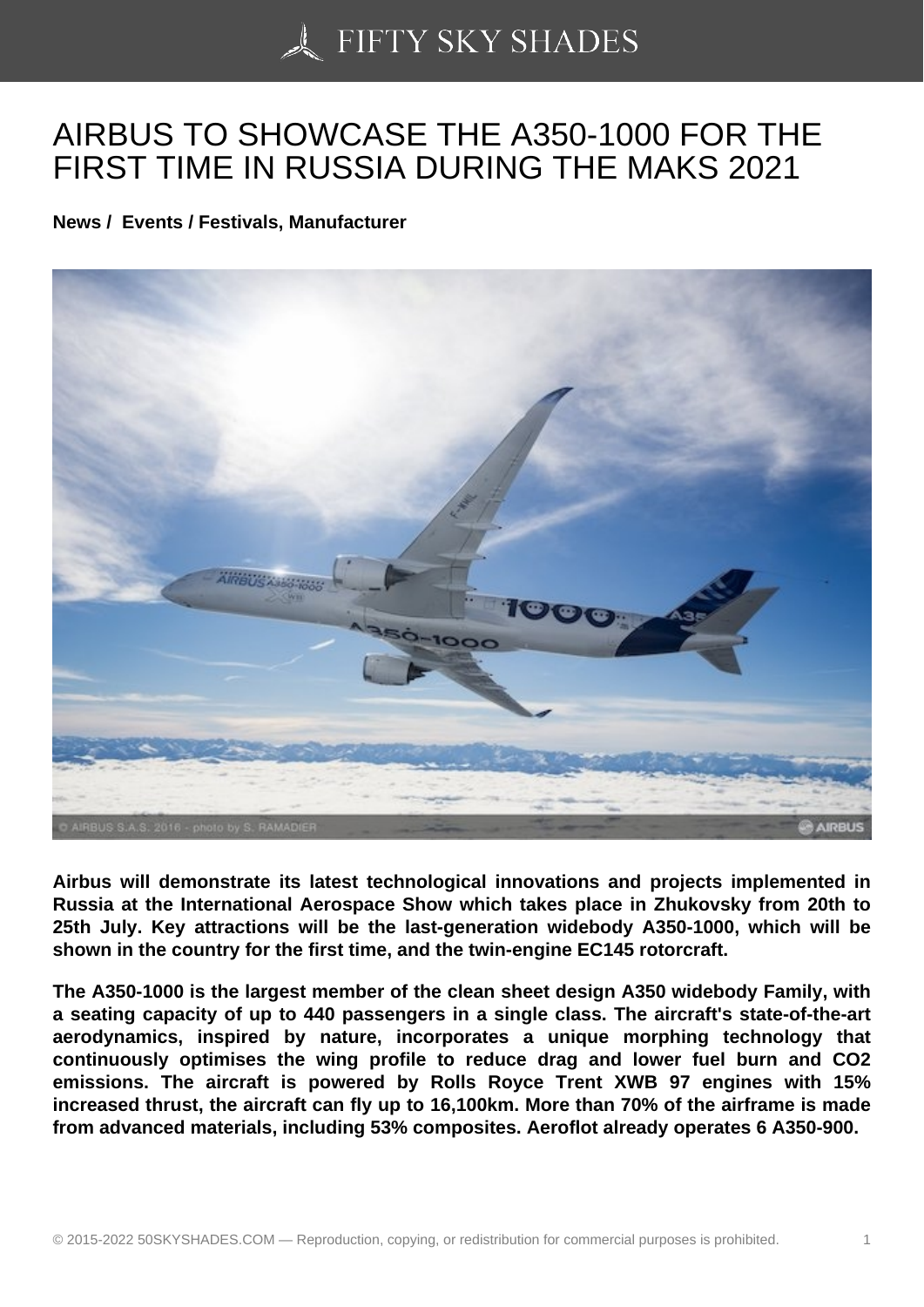# AIRBUS TO SHOWCASE THE A350-1000 FOR THE FIRST TIME IN RUSSIA DURING THE MAKS 2021

**News / Events / Festivals, Manufacturer**

**Airbus will demonstrate its latest technological innovations and projects implemented in Russia at the International Aerospace Show which takes place in Zhukovsky from 20th to 25th July. Key attractions will be the last-generation widebody A350-1000, which will be shown in the country for the first time, and the twin-engine EC145 rotorcraft.**

**The A350-1000 is the largest member of the clean sheet design A350 widebody Family, with a seating capacity of up to 440 passengers in a single class. The aircraft's state-of-the-art aerodynamics, inspired by nature, incorporates a unique morphing technology that continuously optimises the wing profile to reduce drag and lower fuel burn and $CO_2$ emissions. The aircraft is powered by Rolls Royce Trent XWB 97 engines with 15% increased thrust, the aircraft can fly up to 16,100km. More than 70% of the airframe is made from advanced materials, including 53% composites. Aeroflot already operates 6 A350-900.**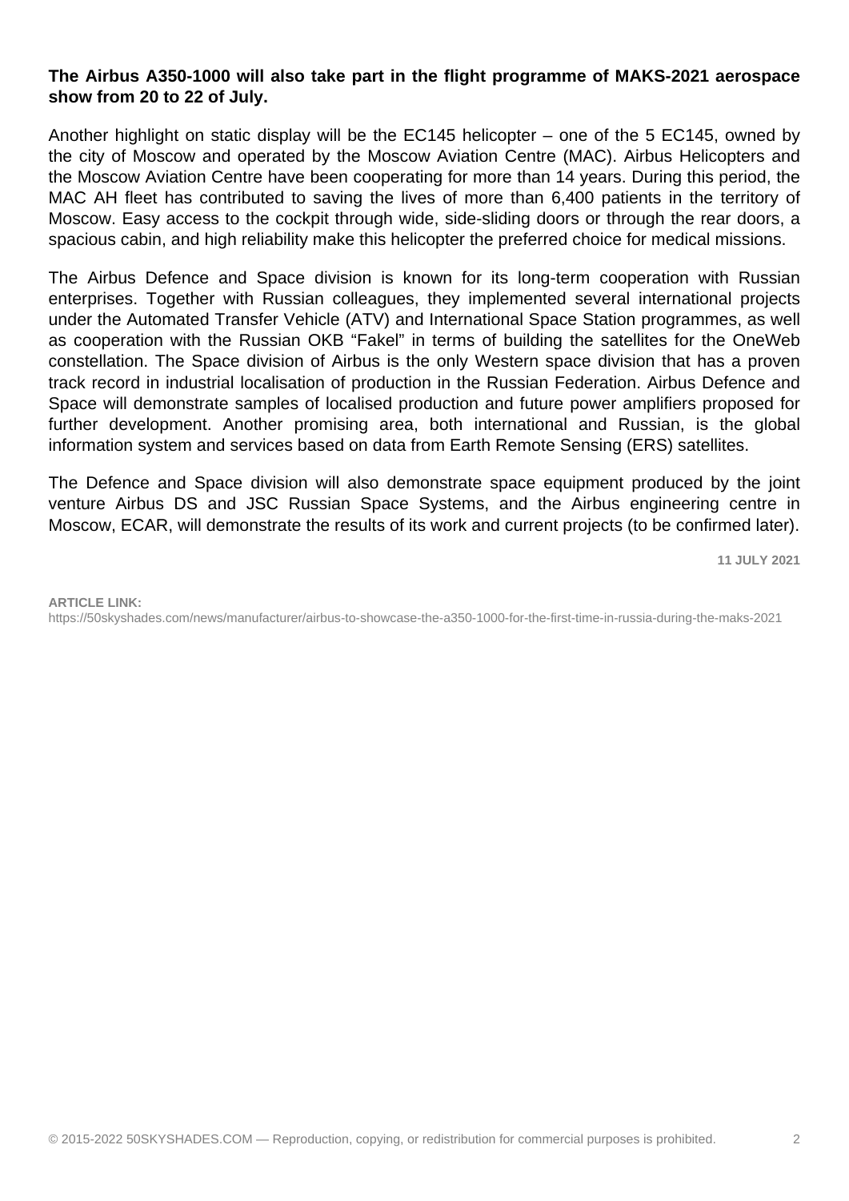**The Airbus A350-1000 will also take part in the flight programme of MAKS-2021 aerospace show from 20 to 22 of July.**

Another highlight on static display will be the EC145 helicopter – one of the 5 EC145, owned by the city of Moscow and operated by the Moscow Aviation Centre (MAC). Airbus Helicopters and the Moscow Aviation Centre have been cooperating for more than 14 years. During this period, the MAC AH fleet has contributed to saving the lives of more than 6,400 patients in the territory of Moscow. Easy access to the cockpit through wide, side-sliding doors or through the rear doors, a spacious cabin, and high reliability make this helicopter the preferred choice for medical missions.

The Airbus Defence and Space division is known for its long-term cooperation with Russian enterprises. Together with Russian colleagues, they implemented several international projects under the Automated Transfer Vehicle (ATV) and International Space Station programmes, as well as cooperation with the Russian OKB “Fakel” in terms of building the satellites for the OneWeb constellation. The Space division of Airbus is the only Western space division that has a proven track record in industrial localisation of production in the Russian Federation. Airbus Defence and Space will demonstrate samples of localised production and future power amplifiers proposed for further development. Another promising area, both international and Russian, is the global information system and services based on data from Earth Remote Sensing (ERS) satellites.

The Defence and Space division will also demonstrate space equipment produced by the joint venture Airbus DS and JSC Russian Space Systems, and the Airbus engineering centre in Moscow, ECAR, will demonstrate the results of its work and current projects (to be confirmed later).

**11 JULY 2021**

**ARTICLE LINK:**
https://50skyshades.com/news/manufacturer/airbus-to-showcase-the-a350-1000-for-the-first-time-in-russia-during-the-maks-2021